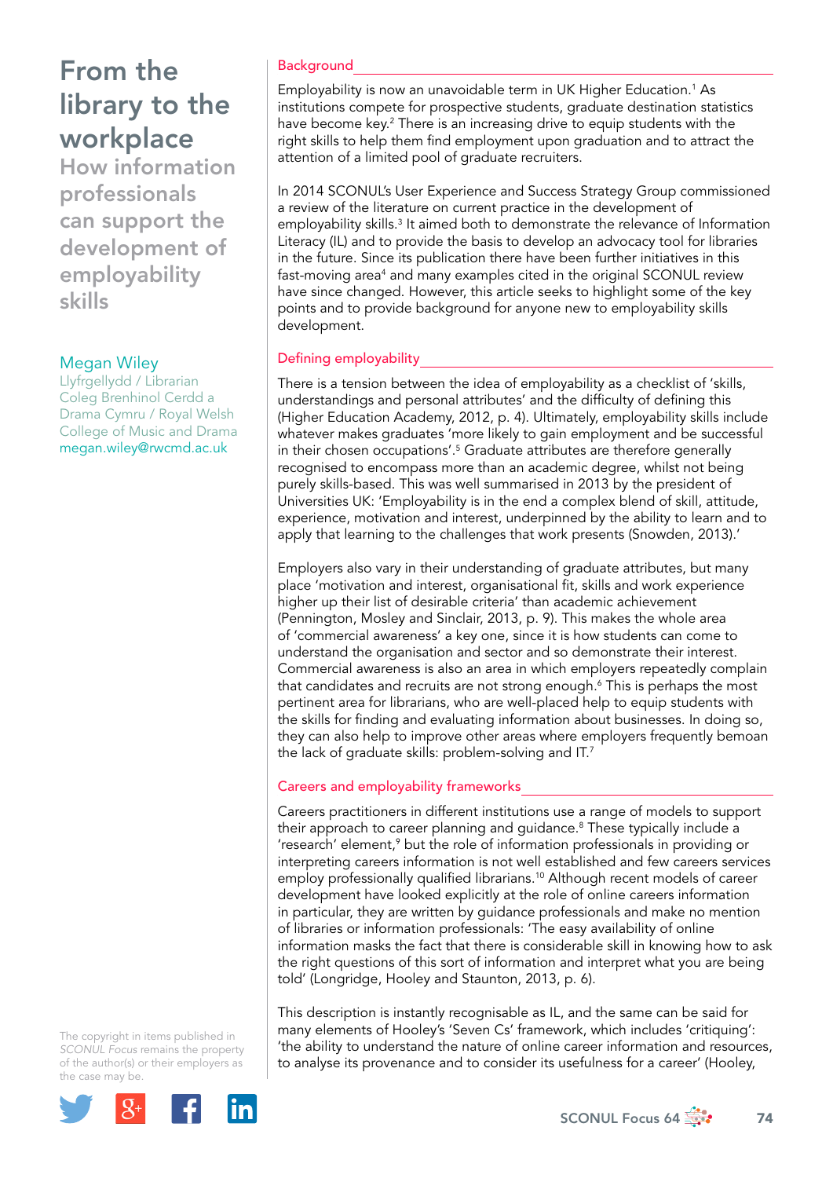# From the library to the workplace

## How information professionals can support the development of employability skills

**Megan Wiley**
Llyfrgellydd / Librarian
Coleg Brenhinol Cerdd a Drama Cymru / Royal Welsh College of Music and Drama
megan.wiley@rwcmd.ac.uk

### Background

Employability is now an unavoidable term in UK Higher Education.[1] As institutions compete for prospective students, graduate destination statistics have become key.[2] There is an increasing drive to equip students with the right skills to help them find employment upon graduation and to attract the attention of a limited pool of graduate recruiters.

In 2014 SCONUL's User Experience and Success Strategy Group commissioned a review of the literature on current practice in the development of employability skills.[3] It aimed both to demonstrate the relevance of Information Literacy (IL) and to provide the basis to develop an advocacy tool for libraries in the future. Since its publication there have been further initiatives in this fast-moving area[4] and many examples cited in the original SCONUL review have since changed. However, this article seeks to highlight some of the key points and to provide background for anyone new to employability skills development.

### Defining employability

There is a tension between the idea of employability as a checklist of 'skills, understandings and personal attributes' and the difficulty of defining this (Higher Education Academy, 2012, p. 4). Ultimately, employability skills include whatever makes graduates 'more likely to gain employment and be successful in their chosen occupations'.[5] Graduate attributes are therefore generally recognised to encompass more than an academic degree, whilst not being purely skills-based. This was well summarised in 2013 by the president of Universities UK: 'Employability is in the end a complex blend of skill, attitude, experience, motivation and interest, underpinned by the ability to learn and to apply that learning to the challenges that work presents (Snowden, 2013).'

Employers also vary in their understanding of graduate attributes, but many place 'motivation and interest, organisational fit, skills and work experience higher up their list of desirable criteria' than academic achievement (Pennington, Mosley and Sinclair, 2013, p. 9). This makes the whole area of 'commercial awareness' a key one, since it is how students can come to understand the organisation and sector and so demonstrate their interest. Commercial awareness is also an area in which employers repeatedly complain that candidates and recruits are not strong enough.[6] This is perhaps the most pertinent area for librarians, who are well-placed help to equip students with the skills for finding and evaluating information about businesses. In doing so, they can also help to improve other areas where employers frequently bemoan the lack of graduate skills: problem-solving and IT.[7]

### Careers and employability frameworks

Careers practitioners in different institutions use a range of models to support their approach to career planning and guidance.[8] These typically include a 'research' element,[9] but the role of information professionals in providing or interpreting careers information is not well established and few careers services employ professionally qualified librarians.[10] Although recent models of career development have looked explicitly at the role of online careers information in particular, they are written by guidance professionals and make no mention of libraries or information professionals: 'The easy availability of online information masks the fact that there is considerable skill in knowing how to ask the right questions of this sort of information and interpret what you are being told' (Longridge, Hooley and Staunton, 2013, p. 6).

This description is instantly recognisable as IL, and the same can be said for many elements of Hooley's 'Seven Cs' framework, which includes 'critiquing': 'the ability to understand the nature of online career information and resources, to analyse its provenance and to consider its usefulness for a career' (Hooley,

The copyright in items published in *SCONUL Focus* remains the property of the author(s) or their employers as the case may be.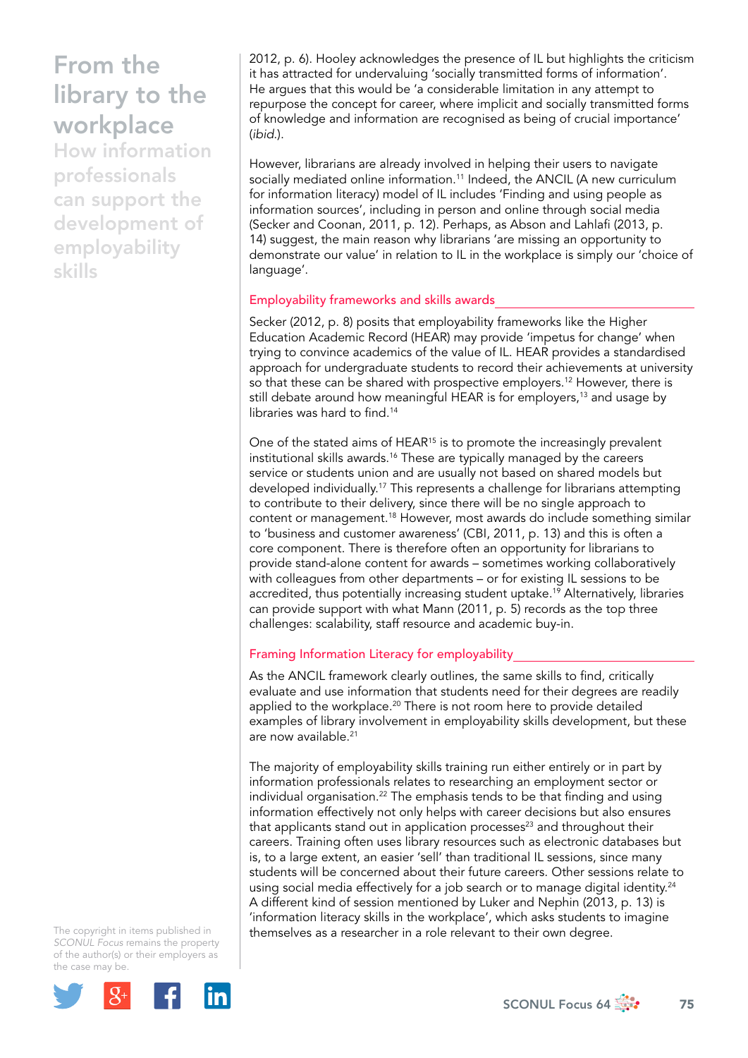2012, p. 6). Hooley acknowledges the presence of IL but highlights the criticism it has attracted for undervaluing 'socially transmitted forms of information'. He argues that this would be 'a considerable limitation in any attempt to repurpose the concept for career, where implicit and socially transmitted forms of knowledge and information are recognised as being of crucial importance' (*ibid.*).

However, librarians are already involved in helping their users to navigate socially mediated online information.[11] Indeed, the ANCIL (A new curriculum for information literacy) model of IL includes 'Finding and using people as information sources', including in person and online through social media (Secker and Coonan, 2011, p. 12). Perhaps, as Abson and Lahlafi (2013, p. 14) suggest, the main reason why librarians 'are missing an opportunity to demonstrate our value' in relation to IL in the workplace is simply our 'choice of language'.

## Employability frameworks and skills awards

Secker (2012, p. 8) posits that employability frameworks like the Higher Education Academic Record (HEAR) may provide 'impetus for change' when trying to convince academics of the value of IL. HEAR provides a standardised approach for undergraduate students to record their achievements at university so that these can be shared with prospective employers.[12] However, there is still debate around how meaningful HEAR is for employers,[13] and usage by libraries was hard to find.[14]

One of the stated aims of HEAR[15] is to promote the increasingly prevalent institutional skills awards.[16] These are typically managed by the careers service or students union and are usually not based on shared models but developed individually.[17] This represents a challenge for librarians attempting to contribute to their delivery, since there will be no single approach to content or management.[18] However, most awards do include something similar to 'business and customer awareness' (CBI, 2011, p. 13) and this is often a core component. There is therefore often an opportunity for librarians to provide stand-alone content for awards – sometimes working collaboratively with colleagues from other departments – or for existing IL sessions to be accredited, thus potentially increasing student uptake.[19] Alternatively, libraries can provide support with what Mann (2011, p. 5) records as the top three challenges: scalability, staff resource and academic buy-in.

## Framing Information Literacy for employability

As the ANCIL framework clearly outlines, the same skills to find, critically evaluate and use information that students need for their degrees are readily applied to the workplace.[20] There is not room here to provide detailed examples of library involvement in employability skills development, but these are now available.[21]

The majority of employability skills training run either entirely or in part by information professionals relates to researching an employment sector or individual organisation.[22] The emphasis tends to be that finding and using information effectively not only helps with career decisions but also ensures that applicants stand out in application processes[23] and throughout their careers. Training often uses library resources such as electronic databases but is, to a large extent, an easier 'sell' than traditional IL sessions, since many students will be concerned about their future careers. Other sessions relate to using social media effectively for a job search or to manage digital identity.[24] A different kind of session mentioned by Luker and Nephin (2013, p. 13) is 'information literacy skills in the workplace', which asks students to imagine themselves as a researcher in a role relevant to their own degree.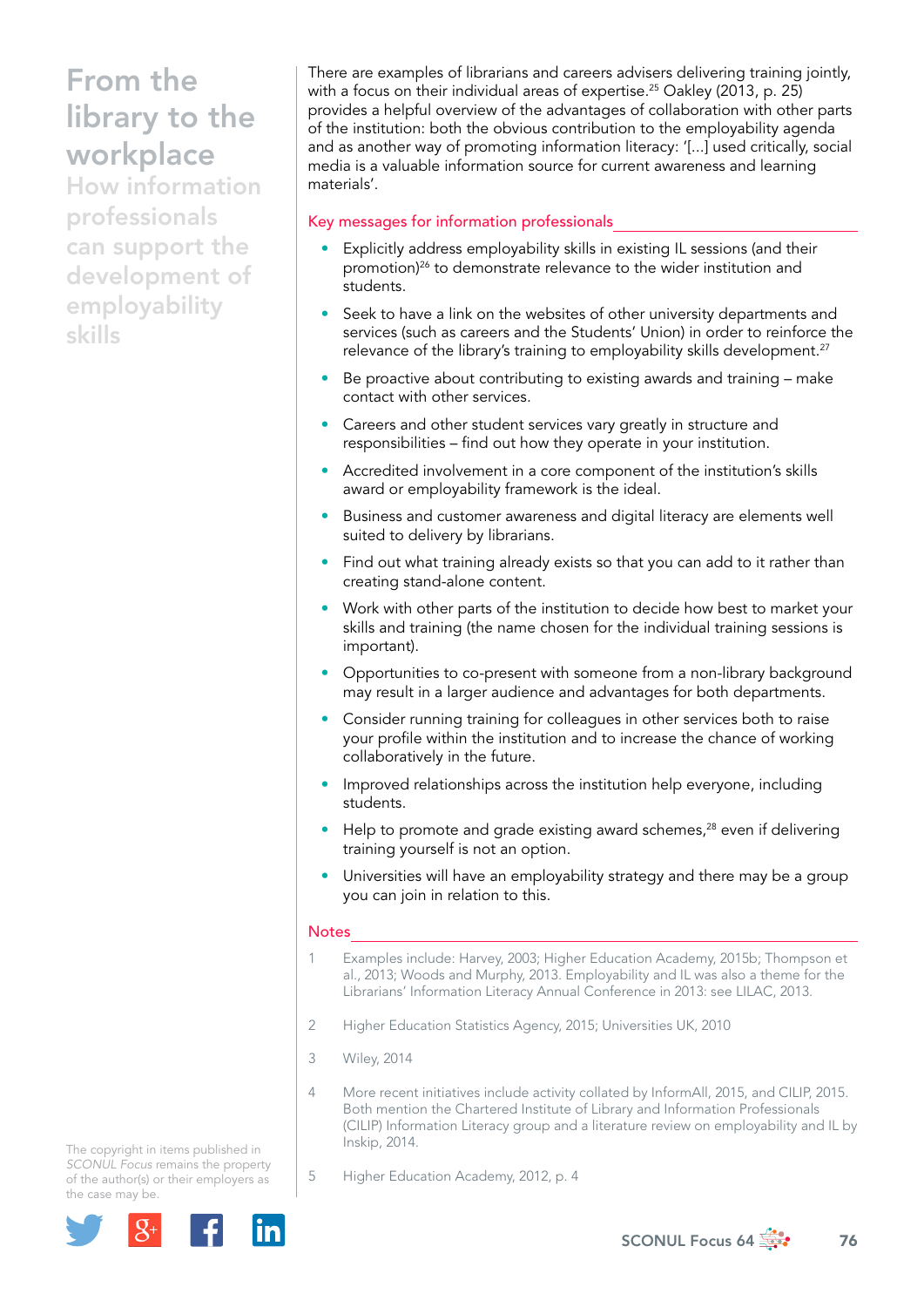There are examples of librarians and careers advisers delivering training jointly, with a focus on their individual areas of expertise.[25] Oakley (2013, p. 25) provides a helpful overview of the advantages of collaboration with other parts of the institution: both the obvious contribution to the employability agenda and as another way of promoting information literacy: '[...] used critically, social media is a valuable information source for current awareness and learning materials'.

## Key messages for information professionals

- Explicitly address employability skills in existing IL sessions (and their promotion)[26] to demonstrate relevance to the wider institution and students.
- Seek to have a link on the websites of other university departments and services (such as careers and the Students' Union) in order to reinforce the relevance of the library's training to employability skills development.[27]
- Be proactive about contributing to existing awards and training – make contact with other services.
- Careers and other student services vary greatly in structure and responsibilities – find out how they operate in your institution.
- Accredited involvement in a core component of the institution's skills award or employability framework is the ideal.
- Business and customer awareness and digital literacy are elements well suited to delivery by librarians.
- Find out what training already exists so that you can add to it rather than creating stand-alone content.
- Work with other parts of the institution to decide how best to market your skills and training (the name chosen for the individual training sessions is important).
- Opportunities to co-present with someone from a non-library background may result in a larger audience and advantages for both departments.
- Consider running training for colleagues in other services both to raise your profile within the institution and to increase the chance of working collaboratively in the future.
- Improved relationships across the institution help everyone, including students.
- Help to promote and grade existing award schemes,[28] even if delivering training yourself is not an option.
- Universities will have an employability strategy and there may be a group you can join in relation to this.

## Notes

1. Examples include: Harvey, 2003; Higher Education Academy, 2015b; Thompson et al., 2013; Woods and Murphy, 2013. Employability and IL was also a theme for the Librarians' Information Literacy Annual Conference in 2013: see LILAC, 2013.
2. Higher Education Statistics Agency, 2015; Universities UK, 2010
3. Wiley, 2014
4. More recent initiatives include activity collated by InformAll, 2015, and CILIP, 2015. Both mention the Chartered Institute of Library and Information Professionals (CILIP) Information Literacy group and a literature review on employability and IL by Inskip, 2014.
5. Higher Education Academy, 2012, p. 4

The copyright in items published in *SCONUL Focus* remains the property of the author(s) or their employers as the case may be.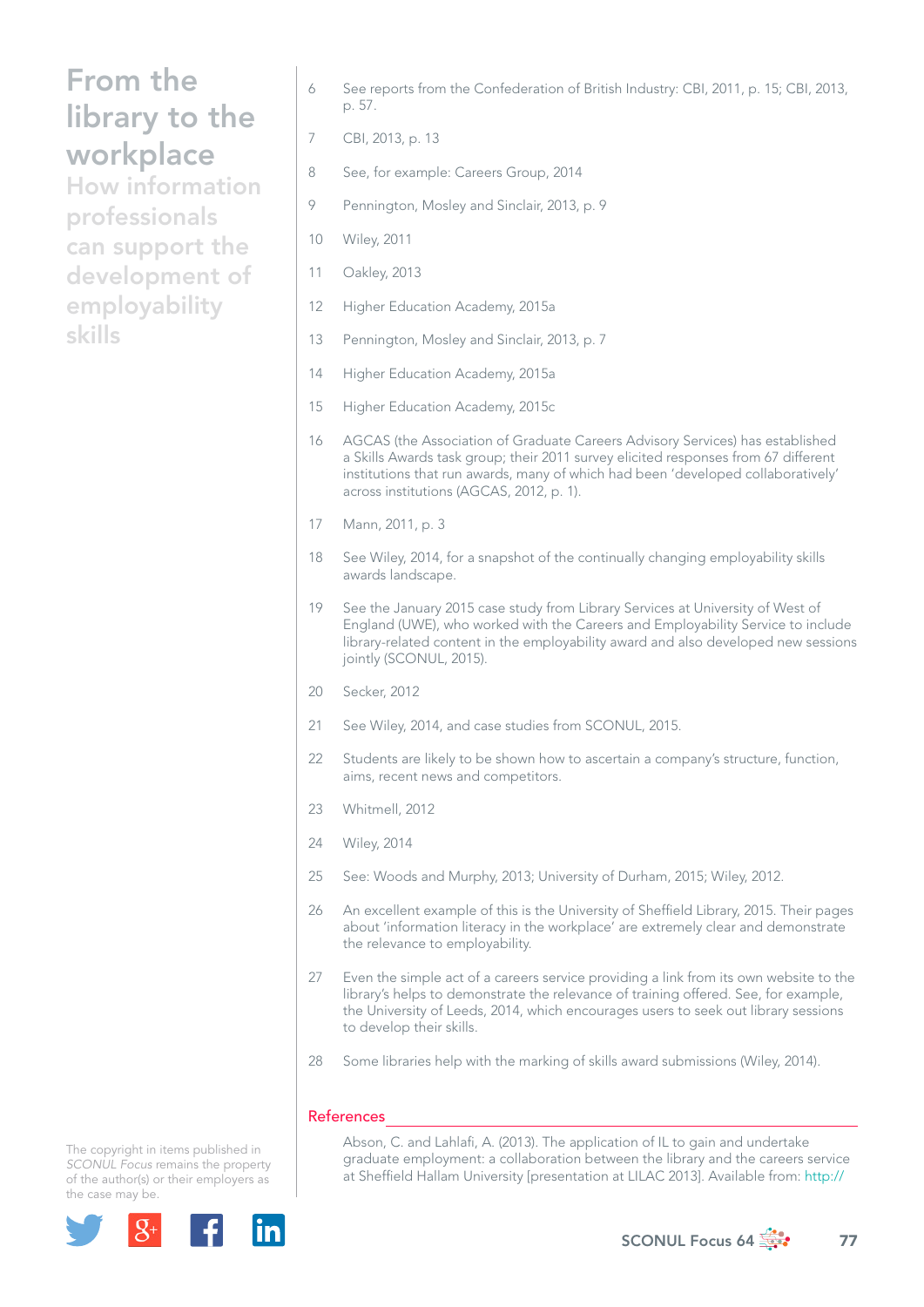6 See reports from the Confederation of British Industry: CBI, 2011, p. 15; CBI, 2013, p. 57.

7 CBI, 2013, p. 13

8 See, for example: Careers Group, 2014

9 Pennington, Mosley and Sinclair, 2013, p. 9

10 Wiley, 2011

11 Oakley, 2013

12 Higher Education Academy, 2015a

13 Pennington, Mosley and Sinclair, 2013, p. 7

14 Higher Education Academy, 2015a

15 Higher Education Academy, 2015c

16 AGCAS (the Association of Graduate Careers Advisory Services) has established a Skills Awards task group; their 2011 survey elicited responses from 67 different institutions that run awards, many of which had been 'developed collaboratively' across institutions (AGCAS, 2012, p. 1).

17 Mann, 2011, p. 3

18 See Wiley, 2014, for a snapshot of the continually changing employability skills awards landscape.

19 See the January 2015 case study from Library Services at University of West of England (UWE), who worked with the Careers and Employability Service to include library-related content in the employability award and also developed new sessions jointly (SCONUL, 2015).

20 Secker, 2012

21 See Wiley, 2014, and case studies from SCONUL, 2015.

22 Students are likely to be shown how to ascertain a company's structure, function, aims, recent news and competitors.

23 Whitmell, 2012

24 Wiley, 2014

25 See: Woods and Murphy, 2013; University of Durham, 2015; Wiley, 2012.

26 An excellent example of this is the University of Sheffield Library, 2015. Their pages about 'information literacy in the workplace' are extremely clear and demonstrate the relevance to employability.

27 Even the simple act of a careers service providing a link from its own website to the library's helps to demonstrate the relevance of training offered. See, for example, the University of Leeds, 2014, which encourages users to seek out library sessions to develop their skills.

28 Some libraries help with the marking of skills award submissions (Wiley, 2014).

## References

Abson, C. and Lahlafi, A. (2013). The application of IL to gain and undertake graduate employment: a collaboration between the library and the careers service at Sheffield Hallam University [presentation at LILAC 2013]. Available from: http://

The copyright in items published in *SCONUL Focus* remains the property of the author(s) or their employers as the case may be.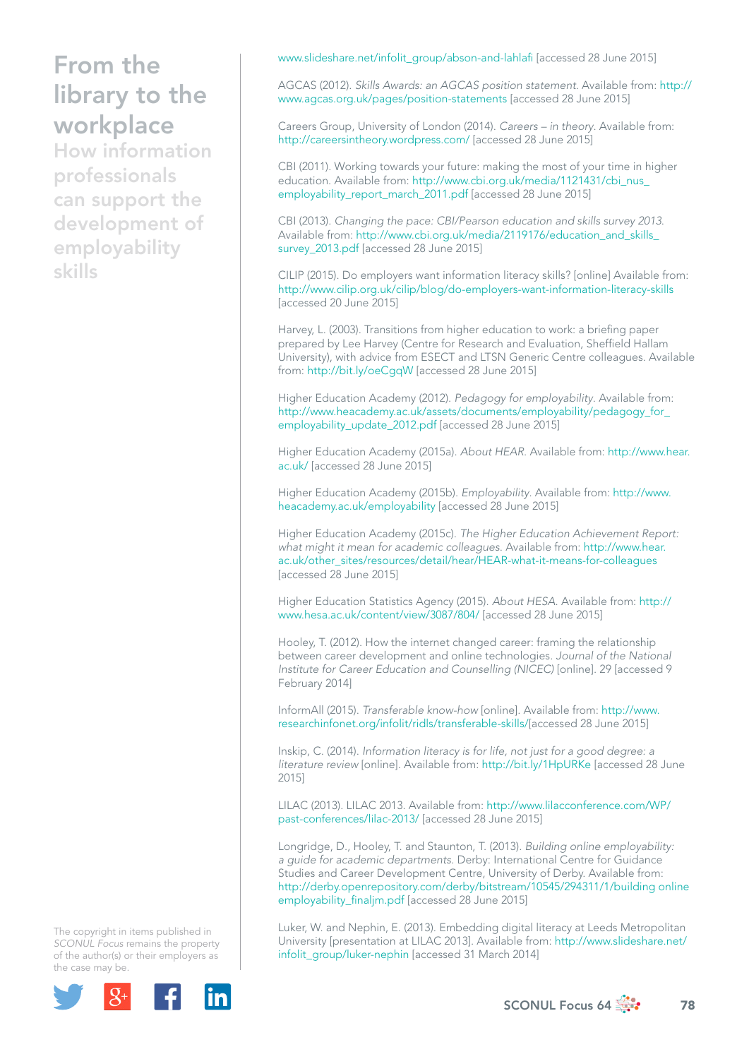www.slideshare.net/infolit_group/abson-and-lahlafi [accessed 28 June 2015]

AGCAS (2012). *Skills Awards: an AGCAS position statement.* Available from: http://www.agcas.org.uk/pages/position-statements [accessed 28 June 2015]

Careers Group, University of London (2014). *Careers – in theory.* Available from: http://careersintheory.wordpress.com/ [accessed 28 June 2015]

CBI (2011). Working towards your future: making the most of your time in higher education. Available from: http://www.cbi.org.uk/media/1121431/cbi_nus_employability_report_march_2011.pdf [accessed 28 June 2015]

CBI (2013). *Changing the pace: CBI/Pearson education and skills survey 2013.* Available from: http://www.cbi.org.uk/media/2119176/education_and_skills_survey_2013.pdf [accessed 28 June 2015]

CILIP (2015). Do employers want information literacy skills? [online] Available from: http://www.cilip.org.uk/cilip/blog/do-employers-want-information-literacy-skills [accessed 20 June 2015]

Harvey, L. (2003). Transitions from higher education to work: a briefing paper prepared by Lee Harvey (Centre for Research and Evaluation, Sheffield Hallam University), with advice from ESECT and LTSN Generic Centre colleagues. Available from: http://bit.ly/oeCgqW [accessed 28 June 2015]

Higher Education Academy (2012). *Pedagogy for employability.* Available from: http://www.heacademy.ac.uk/assets/documents/employability/pedagogy_for_employability_update_2012.pdf [accessed 28 June 2015]

Higher Education Academy (2015a). *About HEAR.* Available from: http://www.hear.ac.uk/ [accessed 28 June 2015]

Higher Education Academy (2015b). *Employability.* Available from: http://www.heacademy.ac.uk/employability [accessed 28 June 2015]

Higher Education Academy (2015c). *The Higher Education Achievement Report: what might it mean for academic colleagues.* Available from: http://www.hear.ac.uk/other_sites/resources/detail/hear/HEAR-what-it-means-for-colleagues [accessed 28 June 2015]

Higher Education Statistics Agency (2015). *About HESA.* Available from: http://www.hesa.ac.uk/content/view/3087/804/ [accessed 28 June 2015]

Hooley, T. (2012). How the internet changed career: framing the relationship between career development and online technologies. *Journal of the National Institute for Career Education and Counselling (NICEC)* [online]. 29 [accessed 9 February 2014]

InformAll (2015). *Transferable know-how* [online]. Available from: http://www.researchinfonet.org/infolit/ridls/transferable-skills/[accessed 28 June 2015]

Inskip, C. (2014). *Information literacy is for life, not just for a good degree: a literature review* [online]. Available from: http://bit.ly/1HpURKe [accessed 28 June 2015]

LILAC (2013). LILAC 2013. Available from: http://www.lilacconference.com/WP/past-conferences/lilac-2013/ [accessed 28 June 2015]

Longridge, D., Hooley, T. and Staunton, T. (2013). *Building online employability: a guide for academic departments.* Derby: International Centre for Guidance Studies and Career Development Centre, University of Derby. Available from: http://derby.openrepository.com/derby/bitstream/10545/294311/1/building online employability_finaljm.pdf [accessed 28 June 2015]

Luker, W. and Nephin, E. (2013). Embedding digital literacy at Leeds Metropolitan University [presentation at LILAC 2013]. Available from: http://www.slideshare.net/infolit_group/luker-nephin [accessed 31 March 2014]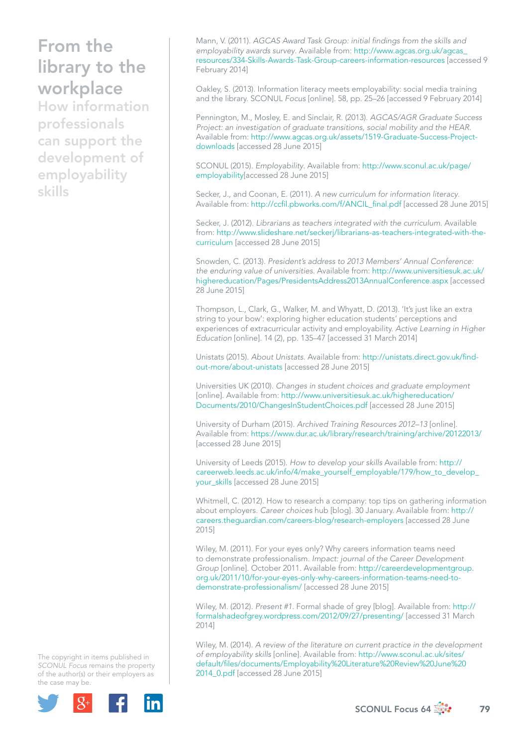Mann, V. (2011). *AGCAS Award Task Group: initial findings from the skills and employability awards survey*. Available from: http://www.agcas.org.uk/agcas_resources/334-Skills-Awards-Task-Group-careers-information-resources [accessed 9 February 2014]

Oakley, S. (2013). Information literacy meets employability: social media training and the library. SCONUL *Focus* [online]. 58, pp. 25–26 [accessed 9 February 2014]

Pennington, M., Mosley, E. and Sinclair, R. (2013). *AGCAS/AGR Graduate Success Project: an investigation of graduate transitions, social mobility and the HEAR*. Available from: http://www.agcas.org.uk/assets/1519-Graduate-Success-Project-downloads [accessed 28 June 2015]

SCONUL (2015). *Employability*. Available from: http://www.sconul.ac.uk/page/employability[accessed 28 June 2015]

Secker, J., and Coonan, E. (2011). *A new curriculum for information literacy*. Available from: http://ccfil.pbworks.com/f/ANCIL_final.pdf [accessed 28 June 2015]

Secker, J. (2012). *Librarians as teachers integrated with the curriculum*. Available from: http://www.slideshare.net/seckerj/librarians-as-teachers-integrated-with-the-curriculum [accessed 28 June 2015]

Snowden, C. (2013). *President's address to 2013 Members' Annual Conference: the enduring value of universities*. Available from: http://www.universitiesuk.ac.uk/highereducation/Pages/PresidentsAddress2013AnnualConference.aspx [accessed 28 June 2015]

Thompson, L., Clark, G., Walker, M. and Whyatt, D. (2013). 'It's just like an extra string to your bow': exploring higher education students' perceptions and experiences of extracurricular activity and employability. *Active Learning in Higher Education* [online]. 14 (2), pp. 135–47 [accessed 31 March 2014]

Unistats (2015). *About Unistats*. Available from: http://unistats.direct.gov.uk/find-out-more/about-unistats [accessed 28 June 2015]

Universities UK (2010). *Changes in student choices and graduate employment* [online]. Available from: http://www.universitiesuk.ac.uk/highereducation/Documents/2010/ChangesInStudentChoices.pdf [accessed 28 June 2015]

University of Durham (2015). *Archived Training Resources 2012–13* [online]. Available from: https://www.dur.ac.uk/library/research/training/archive/20122013/ [accessed 28 June 2015]

University of Leeds (2015). *How to develop your skills* Available from: http://careerweb.leeds.ac.uk/info/4/make_yourself_employable/179/how_to_develop_your_skills [accessed 28 June 2015]

Whitmell, C. (2012). How to research a company: top tips on gathering information about employers. *Career choices* hub [blog]. 30 January. Available from: http://careers.theguardian.com/careers-blog/research-employers [accessed 28 June 2015]

Wiley, M. (2011). For your eyes only? Why careers information teams need to demonstrate professionalism. *Impact: journal of the Career Development Group* [online]. October 2011. Available from: http://careerdevelopmentgroup.org.uk/2011/10/for-your-eyes-only-why-careers-information-teams-need-to-demonstrate-professionalism/ [accessed 28 June 2015]

Wiley, M. (2012). *Present #1*. Formal shade of grey [blog]. Available from: http://formalshadeofgrey.wordpress.com/2012/09/27/presenting/ [accessed 31 March 2014]

Wiley, M. (2014). *A review of the literature on current practice in the development of employability skills* [online]. Available from: http://www.sconul.ac.uk/sites/default/files/documents/Employability%20Literature%20Review%20June%202014_0.pdf [accessed 28 June 2015]

The copyright in items published in *SCONUL Focus* remains the property of the author(s) or their employers as the case may be.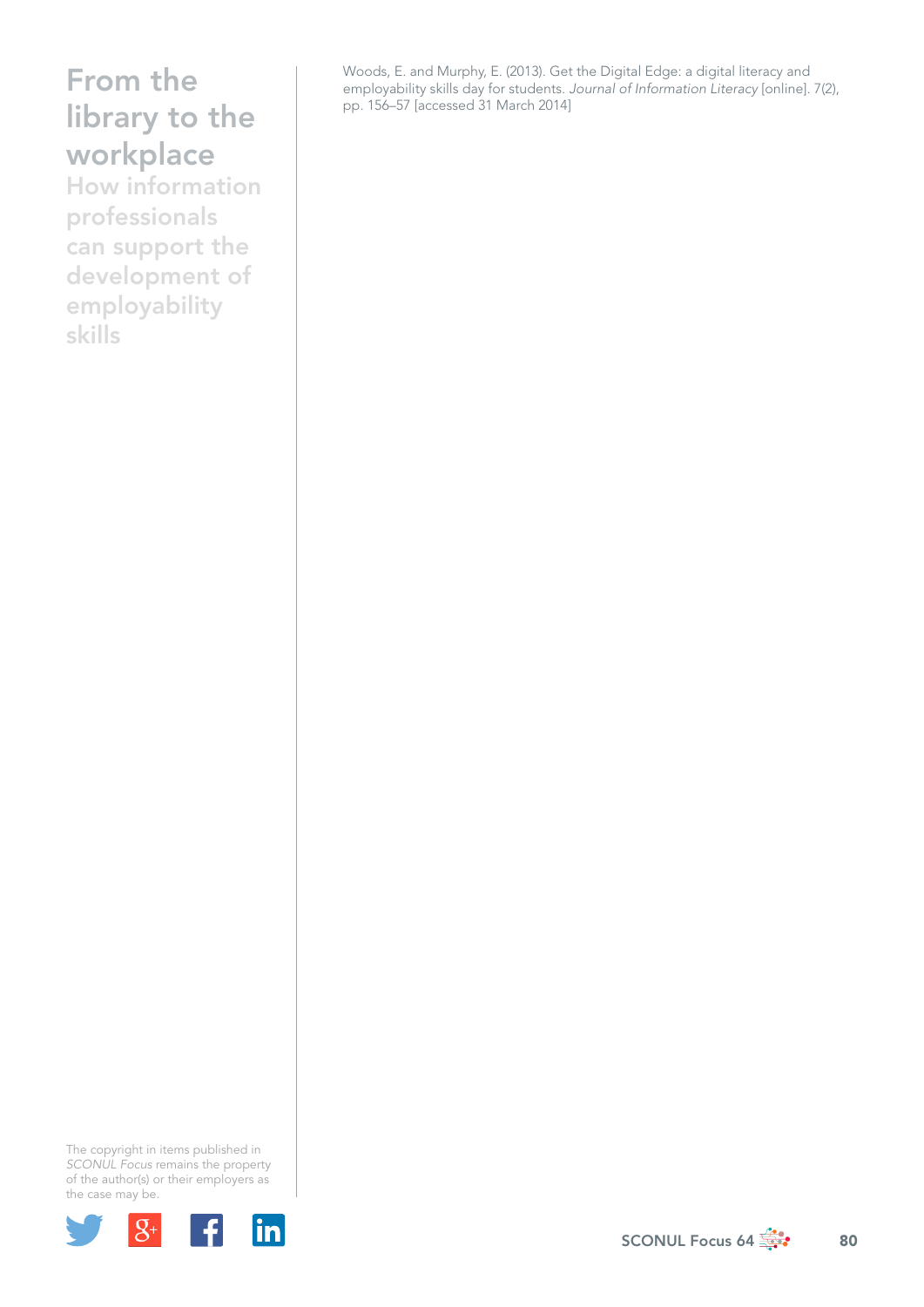Woods, E. and Murphy, E. (2013). Get the Digital Edge: a digital literacy and employability skills day for students. *Journal of Information Literacy* [online]. 7(2), pp. 156–57 [accessed 31 March 2014]

The copyright in items published in *SCONUL Focus* remains the property of the author(s) or their employers as the case may be.